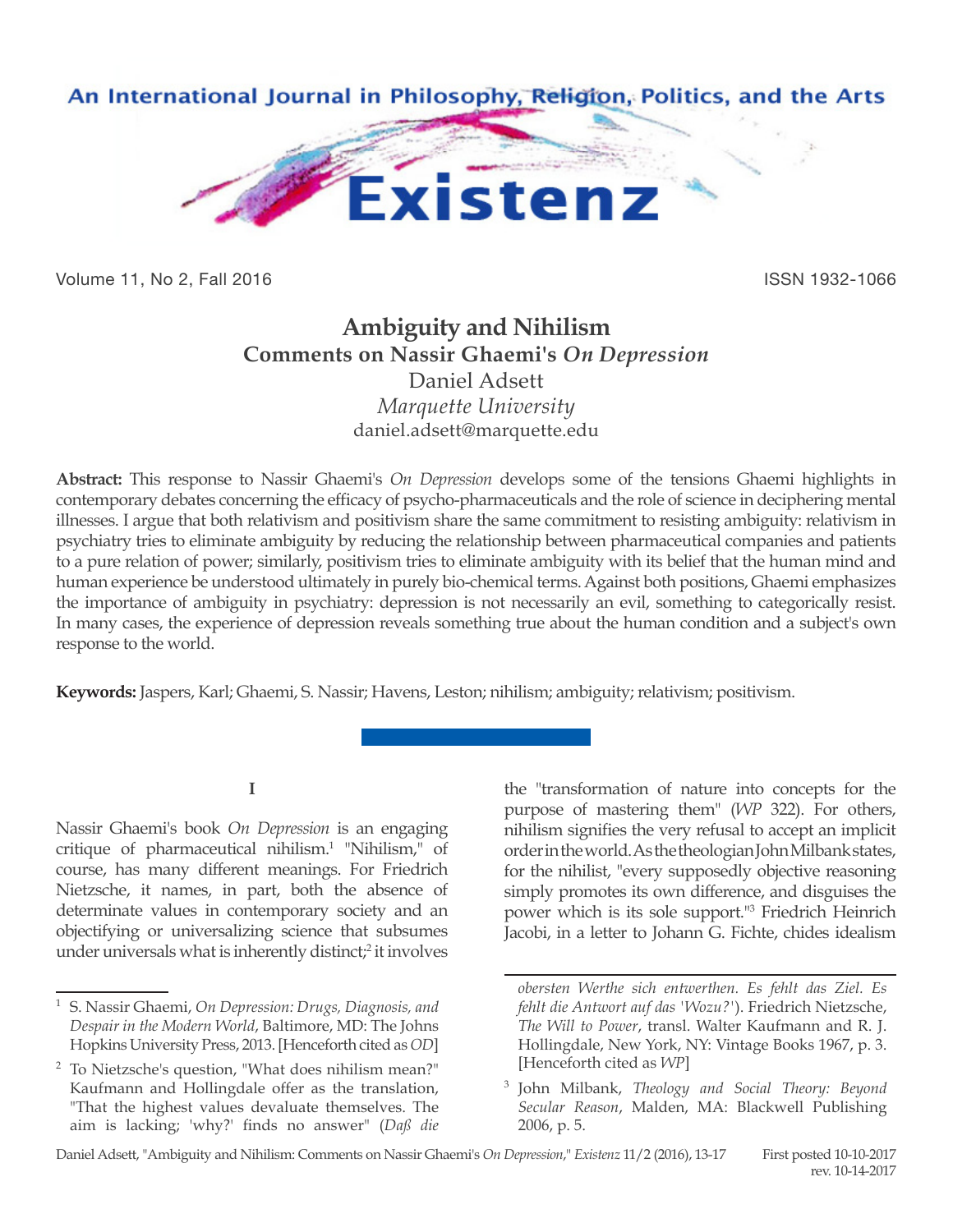An International Journal in Philosophy, Religion, Politics, and the Arts

# Existenz

Volume 11, No 2, Fall 2016 ISSN 1932-1066

## Ambiguity and Nihilism
### Comments on Nassir Ghaemi's *On Depression*

Daniel Adsett
*Marquette University*
daniel.adsett@marquette.edu

**Abstract:** This response to Nassir Ghaemi's *On Depression* develops some of the tensions Ghaemi highlights in contemporary debates concerning the efficacy of psycho-pharmaceuticals and the role of science in deciphering mental illnesses. I argue that both relativism and positivism share the same commitment to resisting ambiguity: relativism in psychiatry tries to eliminate ambiguity by reducing the relationship between pharmaceutical companies and patients to a pure relation of power; similarly, positivism tries to eliminate ambiguity with its belief that the human mind and human experience be understood ultimately in purely bio-chemical terms. Against both positions, Ghaemi emphasizes the importance of ambiguity in psychiatry: depression is not necessarily an evil, something to categorically resist. In many cases, the experience of depression reveals something true about the human condition and a subject's own response to the world.

**Keywords:** Jaspers, Karl; Ghaemi, S. Nassir; Havens, Leston; nihilism; ambiguity; relativism; positivism.

**I**

Nassir Ghaemi's book *On Depression* is an engaging critique of pharmaceutical nihilism.[1] "Nihilism," of course, has many different meanings. For Friedrich Nietzsche, it names, in part, both the absence of determinate values in contemporary society and an objectifying or universalizing science that subsumes under universals what is inherently distinct;[2] it involves the "transformation of nature into concepts for the purpose of mastering them" (*WP* 322). For others, nihilism signifies the very refusal to accept an implicit order in the world. As the theologian John Milbank states, for the nihilist, "every supposedly objective reasoning simply promotes its own difference, and disguises the power which is its sole support."[3] Friedrich Heinrich Jacobi, in a letter to Johann G. Fichte, chides idealism

---

[1] S. Nassir Ghaemi, *On Depression: Drugs, Diagnosis, and Despair in the Modern World*, Baltimore, MD: The Johns Hopkins University Press, 2013. [Henceforth cited as *OD*]

[2] To Nietzsche's question, "What does nihilism mean?" Kaufmann and Hollingdale offer as the translation, "That the highest values devaluate themselves. The aim is lacking; 'why?' finds no answer" (*Daß die obersten Werthe sich entwerthen. Es fehlt das Ziel. Es fehlt die Antwort auf das 'Wozu?'*). Friedrich Nietzsche, *The Will to Power*, transl. Walter Kaufmann and R. J. Hollingdale, New York, NY: Vintage Books 1967, p. 3. [Henceforth cited as *WP*]

[3] John Milbank, *Theology and Social Theory: Beyond Secular Reason*, Malden, MA: Blackwell Publishing 2006, p. 5.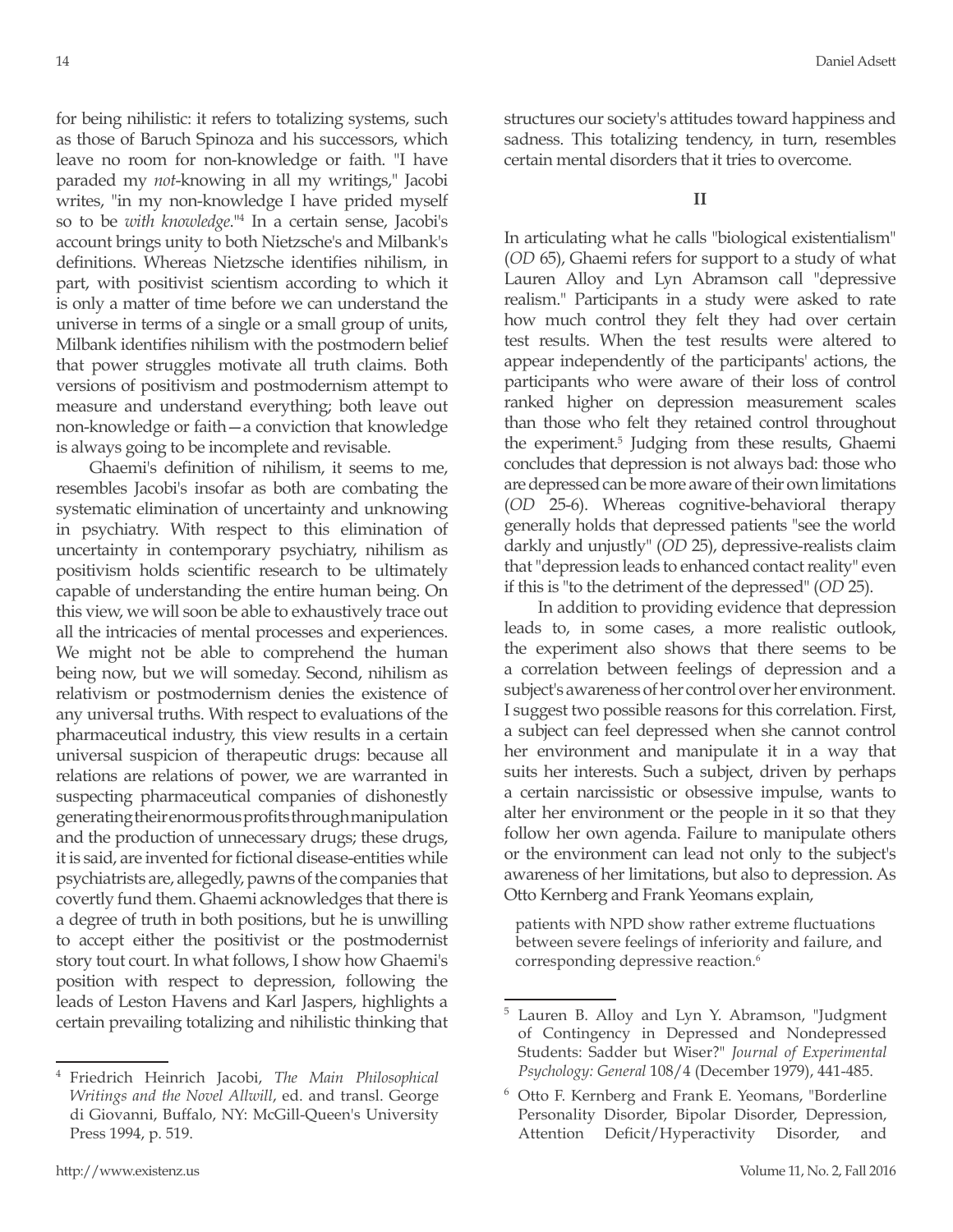for being nihilistic: it refers to totalizing systems, such as those of Baruch Spinoza and his successors, which leave no room for non-knowledge or faith. "I have paraded my *not*-knowing in all my writings," Jacobi writes, "in my non-knowledge I have prided myself so to be *with knowledge*."[4] In a certain sense, Jacobi's account brings unity to both Nietzsche's and Milbank's definitions. Whereas Nietzsche identifies nihilism, in part, with positivist scientism according to which it is only a matter of time before we can understand the universe in terms of a single or a small group of units, Milbank identifies nihilism with the postmodern belief that power struggles motivate all truth claims. Both versions of positivism and postmodernism attempt to measure and understand everything; both leave out non-knowledge or faith—a conviction that knowledge is always going to be incomplete and revisable.

Ghaemi's definition of nihilism, it seems to me, resembles Jacobi's insofar as both are combating the systematic elimination of uncertainty and unknowing in psychiatry. With respect to this elimination of uncertainty in contemporary psychiatry, nihilism as positivism holds scientific research to be ultimately capable of understanding the entire human being. On this view, we will soon be able to exhaustively trace out all the intricacies of mental processes and experiences. We might not be able to comprehend the human being now, but we will someday. Second, nihilism as relativism or postmodernism denies the existence of any universal truths. With respect to evaluations of the pharmaceutical industry, this view results in a certain universal suspicion of therapeutic drugs: because all relations are relations of power, we are warranted in suspecting pharmaceutical companies of dishonestly generating their enormous profits through manipulation and the production of unnecessary drugs; these drugs, it is said, are invented for fictional disease-entities while psychiatrists are, allegedly, pawns of the companies that covertly fund them. Ghaemi acknowledges that there is a degree of truth in both positions, but he is unwilling to accept either the positivist or the postmodernist story tout court. In what follows, I show how Ghaemi's position with respect to depression, following the leads of Leston Havens and Karl Jaspers, highlights a certain prevailing totalizing and nihilistic thinking that structures our society's attitudes toward happiness and sadness. This totalizing tendency, in turn, resembles certain mental disorders that it tries to overcome.

## II

In articulating what he calls "biological existentialism" (*OD* 65), Ghaemi refers for support to a study of what Lauren Alloy and Lyn Abramson call "depressive realism." Participants in a study were asked to rate how much control they felt they had over certain test results. When the test results were altered to appear independently of the participants' actions, the participants who were aware of their loss of control ranked higher on depression measurement scales than those who felt they retained control throughout the experiment.[5] Judging from these results, Ghaemi concludes that depression is not always bad: those who are depressed can be more aware of their own limitations (*OD* 25-6). Whereas cognitive-behavioral therapy generally holds that depressed patients "see the world darkly and unjustly" (*OD* 25), depressive-realists claim that "depression leads to enhanced contact reality" even if this is "to the detriment of the depressed" (*OD* 25).

In addition to providing evidence that depression leads to, in some cases, a more realistic outlook, the experiment also shows that there seems to be a correlation between feelings of depression and a subject's awareness of her control over her environment. I suggest two possible reasons for this correlation. First, a subject can feel depressed when she cannot control her environment and manipulate it in a way that suits her interests. Such a subject, driven by perhaps a certain narcissistic or obsessive impulse, wants to alter her environment or the people in it so that they follow her own agenda. Failure to manipulate others or the environment can lead not only to the subject's awareness of her limitations, but also to depression. As Otto Kernberg and Frank Yeomans explain,

> patients with NPD show rather extreme fluctuations between severe feelings of inferiority and failure, and corresponding depressive reaction.[6]

---

[4] Friedrich Heinrich Jacobi, *The Main Philosophical Writings and the Novel Allwill*, ed. and transl. George di Giovanni, Buffalo, NY: McGill-Queen's University Press 1994, p. 519.

[5] Lauren B. Alloy and Lyn Y. Abramson, "Judgment of Contingency in Depressed and Nondepressed Students: Sadder but Wiser?" *Journal of Experimental Psychology: General* 108/4 (December 1979), 441-485.

[6] Otto F. Kernberg and Frank E. Yeomans, "Borderline Personality Disorder, Bipolar Disorder, Depression, Attention Deficit/Hyperactivity Disorder, and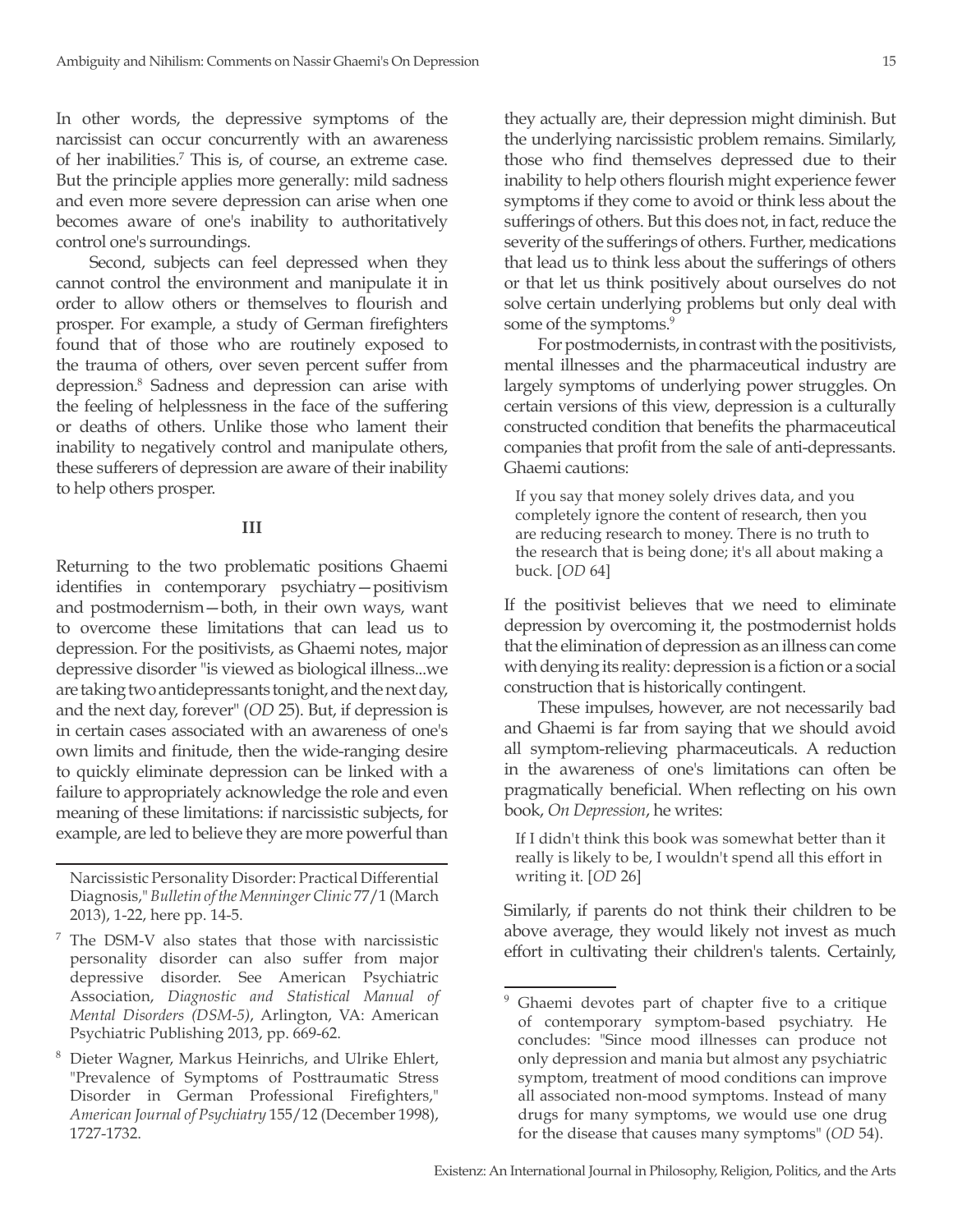In other words, the depressive symptoms of the narcissist can occur concurrently with an awareness of her inabilities.[7] This is, of course, an extreme case. But the principle applies more generally: mild sadness and even more severe depression can arise when one becomes aware of one's inability to authoritatively control one's surroundings.

Second, subjects can feel depressed when they cannot control the environment and manipulate it in order to allow others or themselves to flourish and prosper. For example, a study of German firefighters found that of those who are routinely exposed to the trauma of others, over seven percent suffer from depression.[8] Sadness and depression can arise with the feeling of helplessness in the face of the suffering or deaths of others. Unlike those who lament their inability to negatively control and manipulate others, these sufferers of depression are aware of their inability to help others prosper.

### III

Returning to the two problematic positions Ghaemi identifies in contemporary psychiatry—positivism and postmodernism—both, in their own ways, want to overcome these limitations that can lead us to depression. For the positivists, as Ghaemi notes, major depressive disorder "is viewed as biological illness...we are taking two antidepressants tonight, and the next day, and the next day, forever" (*OD* 25). But, if depression is in certain cases associated with an awareness of one's own limits and finitude, then the wide-ranging desire to quickly eliminate depression can be linked with a failure to appropriately acknowledge the role and even meaning of these limitations: if narcissistic subjects, for example, are led to believe they are more powerful than they actually are, their depression might diminish. But the underlying narcissistic problem remains. Similarly, those who find themselves depressed due to their inability to help others flourish might experience fewer symptoms if they come to avoid or think less about the sufferings of others. But this does not, in fact, reduce the severity of the sufferings of others. Further, medications that lead us to think less about the sufferings of others or that let us think positively about ourselves do not solve certain underlying problems but only deal with some of the symptoms.[9]

For postmodernists, in contrast with the positivists, mental illnesses and the pharmaceutical industry are largely symptoms of underlying power struggles. On certain versions of this view, depression is a culturally constructed condition that benefits the pharmaceutical companies that profit from the sale of anti-depressants. Ghaemi cautions:

> If you say that money solely drives data, and you completely ignore the content of research, then you are reducing research to money. There is no truth to the research that is being done; it's all about making a buck. [*OD* 64]

If the positivist believes that we need to eliminate depression by overcoming it, the postmodernist holds that the elimination of depression as an illness can come with denying its reality: depression is a fiction or a social construction that is historically contingent.

These impulses, however, are not necessarily bad and Ghaemi is far from saying that we should avoid all symptom-relieving pharmaceuticals. A reduction in the awareness of one's limitations can often be pragmatically beneficial. When reflecting on his own book, *On Depression*, he writes:

> If I didn't think this book was somewhat better than it really is likely to be, I wouldn't spend all this effort in writing it. [*OD* 26]

Similarly, if parents do not think their children to be above average, they would likely not invest as much effort in cultivating their children's talents. Certainly,

---

Narcissistic Personality Disorder: Practical Differential Diagnosis," *Bulletin of the Menninger Clinic* 77/1 (March 2013), 1-22, here pp. 14-5.

[7] The DSM-V also states that those with narcissistic personality disorder can also suffer from major depressive disorder. See American Psychiatric Association, *Diagnostic and Statistical Manual of Mental Disorders (DSM-5)*, Arlington, VA: American Psychiatric Publishing 2013, pp. 669-62.

[8] Dieter Wagner, Markus Heinrichs, and Ulrike Ehlert, "Prevalence of Symptoms of Posttraumatic Stress Disorder in German Professional Firefighters," *American Journal of Psychiatry* 155/12 (December 1998), 1727-1732.

[9] Ghaemi devotes part of chapter five to a critique of contemporary symptom-based psychiatry. He concludes: "Since mood illnesses can produce not only depression and mania but almost any psychiatric symptom, treatment of mood conditions can improve all associated non-mood symptoms. Instead of many drugs for many symptoms, we would use one drug for the disease that causes many symptoms" (*OD* 54).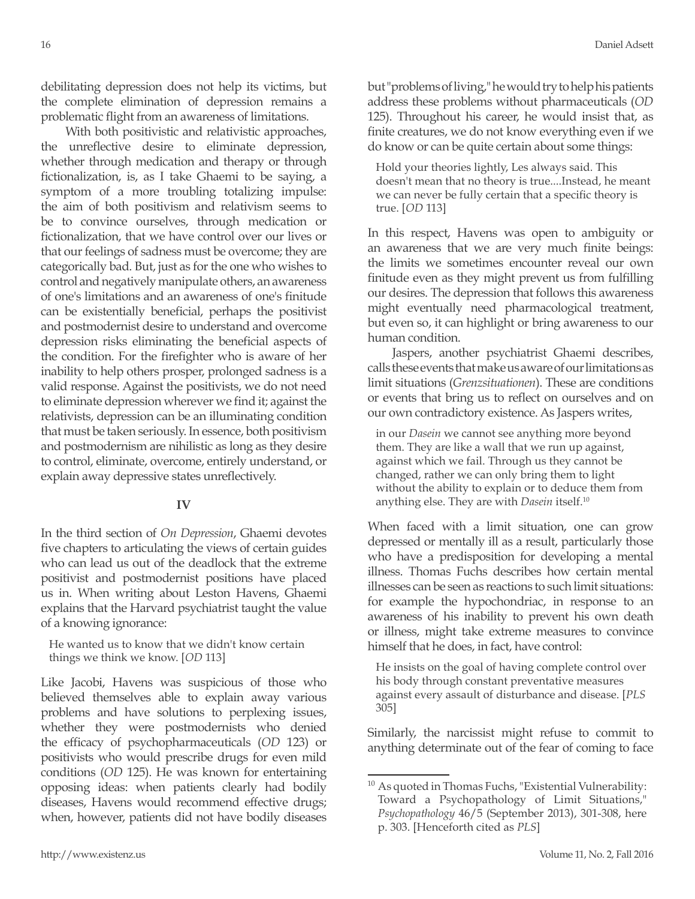debilitating depression does not help its victims, but the complete elimination of depression remains a problematic flight from an awareness of limitations.

With both positivistic and relativistic approaches, the unreflective desire to eliminate depression, whether through medication and therapy or through fictionalization, is, as I take Ghaemi to be saying, a symptom of a more troubling totalizing impulse: the aim of both positivism and relativism seems to be to convince ourselves, through medication or fictionalization, that we have control over our lives or that our feelings of sadness must be overcome; they are categorically bad. But, just as for the one who wishes to control and negatively manipulate others, an awareness of one's limitations and an awareness of one's finitude can be existentially beneficial, perhaps the positivist and postmodernist desire to understand and overcome depression risks eliminating the beneficial aspects of the condition. For the firefighter who is aware of her inability to help others prosper, prolonged sadness is a valid response. Against the positivists, we do not need to eliminate depression wherever we find it; against the relativists, depression can be an illuminating condition that must be taken seriously. In essence, both positivism and postmodernism are nihilistic as long as they desire to control, eliminate, overcome, entirely understand, or explain away depressive states unreflectively.

## IV

In the third section of *On Depression*, Ghaemi devotes five chapters to articulating the views of certain guides who can lead us out of the deadlock that the extreme positivist and postmodernist positions have placed us in. When writing about Leston Havens, Ghaemi explains that the Harvard psychiatrist taught the value of a knowing ignorance:

> He wanted us to know that we didn't know certain things we think we know. [*OD* 113]

Like Jacobi, Havens was suspicious of those who believed themselves able to explain away various problems and have solutions to perplexing issues, whether they were postmodernists who denied the efficacy of psychopharmaceuticals (*OD* 123) or positivists who would prescribe drugs for even mild conditions (*OD* 125). He was known for entertaining opposing ideas: when patients clearly had bodily diseases, Havens would recommend effective drugs; when, however, patients did not have bodily diseases but "problems of living," he would try to help his patients address these problems without pharmaceuticals (*OD* 125). Throughout his career, he would insist that, as finite creatures, we do not know everything even if we do know or can be quite certain about some things:

> Hold your theories lightly, Les always said. This doesn't mean that no theory is true....Instead, he meant we can never be fully certain that a specific theory is true. [*OD* 113]

In this respect, Havens was open to ambiguity or an awareness that we are very much finite beings: the limits we sometimes encounter reveal our own finitude even as they might prevent us from fulfilling our desires. The depression that follows this awareness might eventually need pharmacological treatment, but even so, it can highlight or bring awareness to our human condition.

Jaspers, another psychiatrist Ghaemi describes, calls these events that make us aware of our limitations as limit situations (*Grenzsituationen*). These are conditions or events that bring us to reflect on ourselves and on our own contradictory existence. As Jaspers writes,

> in our *Dasein* we cannot see anything more beyond them. They are like a wall that we run up against, against which we fail. Through us they cannot be changed, rather we can only bring them to light without the ability to explain or to deduce them from anything else. They are with *Dasein* itself.[10]

When faced with a limit situation, one can grow depressed or mentally ill as a result, particularly those who have a predisposition for developing a mental illness. Thomas Fuchs describes how certain mental illnesses can be seen as reactions to such limit situations: for example the hypochondriac, in response to an awareness of his inability to prevent his own death or illness, might take extreme measures to convince himself that he does, in fact, have control:

> He insists on the goal of having complete control over his body through constant preventative measures against every assault of disturbance and disease. [*PLS* 305]

Similarly, the narcissist might refuse to commit to anything determinate out of the fear of coming to face

---

[10] As quoted in Thomas Fuchs, "Existential Vulnerability: Toward a Psychopathology of Limit Situations," *Psychopathology* 46/5 (September 2013), 301-308, here p. 303. [Henceforth cited as *PLS*]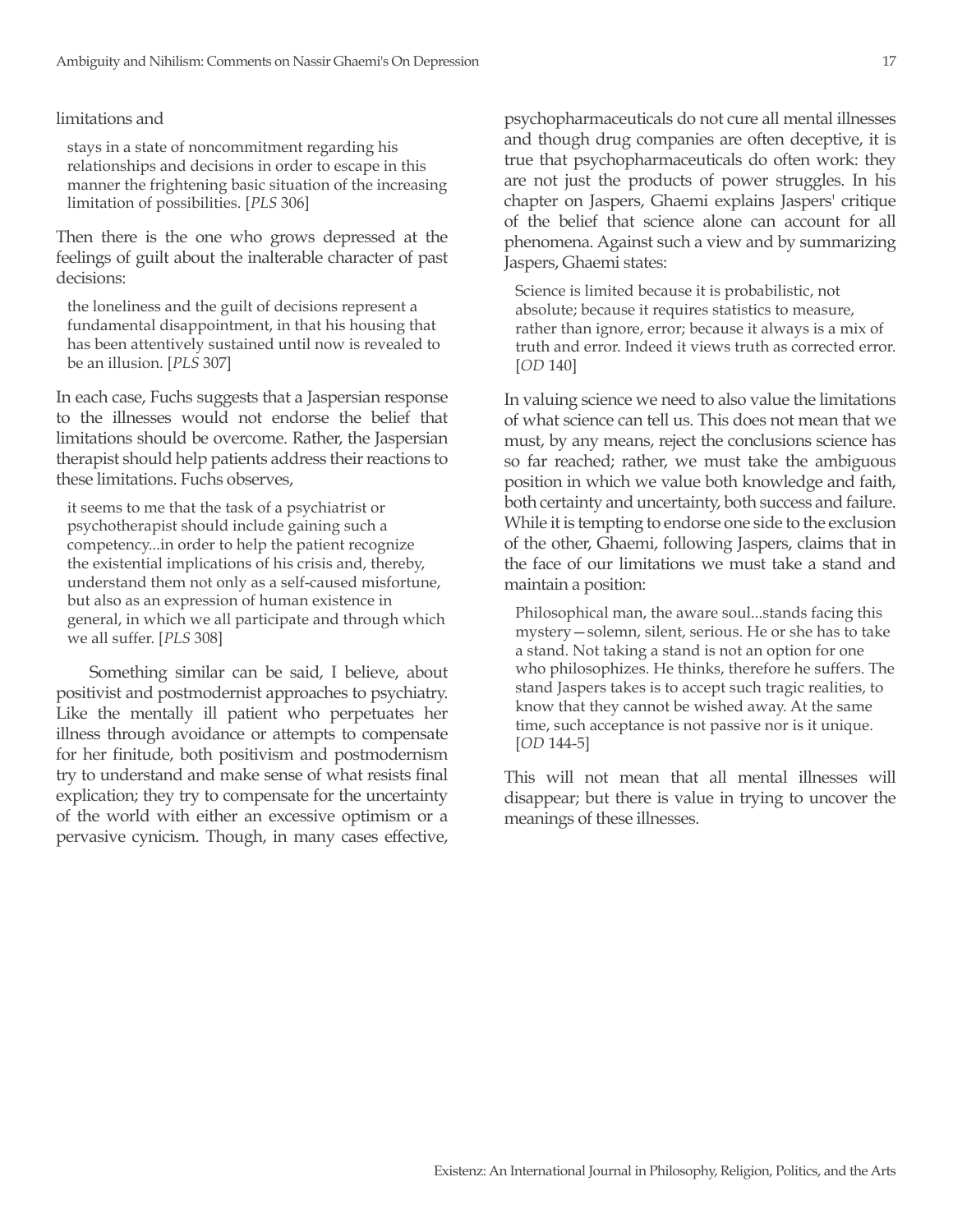limitations and

> stays in a state of noncommitment regarding his relationships and decisions in order to escape in this manner the frightening basic situation of the increasing limitation of possibilities. [*PLS* 306]

Then there is the one who grows depressed at the feelings of guilt about the inalterable character of past decisions:

> the loneliness and the guilt of decisions represent a fundamental disappointment, in that his housing that has been attentively sustained until now is revealed to be an illusion. [*PLS* 307]

In each case, Fuchs suggests that a Jaspersian response to the illnesses would not endorse the belief that limitations should be overcome. Rather, the Jaspersian therapist should help patients address their reactions to these limitations. Fuchs observes,

> it seems to me that the task of a psychiatrist or psychotherapist should include gaining such a competency...in order to help the patient recognize the existential implications of his crisis and, thereby, understand them not only as a self-caused misfortune, but also as an expression of human existence in general, in which we all participate and through which we all suffer. [*PLS* 308]

Something similar can be said, I believe, about positivist and postmodernist approaches to psychiatry. Like the mentally ill patient who perpetuates her illness through avoidance or attempts to compensate for her finitude, both positivism and postmodernism try to understand and make sense of what resists final explication; they try to compensate for the uncertainty of the world with either an excessive optimism or a pervasive cynicism. Though, in many cases effective, psychopharmaceuticals do not cure all mental illnesses and though drug companies are often deceptive, it is true that psychopharmaceuticals do often work: they are not just the products of power struggles. In his chapter on Jaspers, Ghaemi explains Jaspers' critique of the belief that science alone can account for all phenomena. Against such a view and by summarizing Jaspers, Ghaemi states:

> Science is limited because it is probabilistic, not absolute; because it requires statistics to measure, rather than ignore, error; because it always is a mix of truth and error. Indeed it views truth as corrected error. [*OD* 140]

In valuing science we need to also value the limitations of what science can tell us. This does not mean that we must, by any means, reject the conclusions science has so far reached; rather, we must take the ambiguous position in which we value both knowledge and faith, both certainty and uncertainty, both success and failure. While it is tempting to endorse one side to the exclusion of the other, Ghaemi, following Jaspers, claims that in the face of our limitations we must take a stand and maintain a position:

> Philosophical man, the aware soul...stands facing this mystery—solemn, silent, serious. He or she has to take a stand. Not taking a stand is not an option for one who philosophizes. He thinks, therefore he suffers. The stand Jaspers takes is to accept such tragic realities, to know that they cannot be wished away. At the same time, such acceptance is not passive nor is it unique. [*OD* 144-5]

This will not mean that all mental illnesses will disappear; but there is value in trying to uncover the meanings of these illnesses.